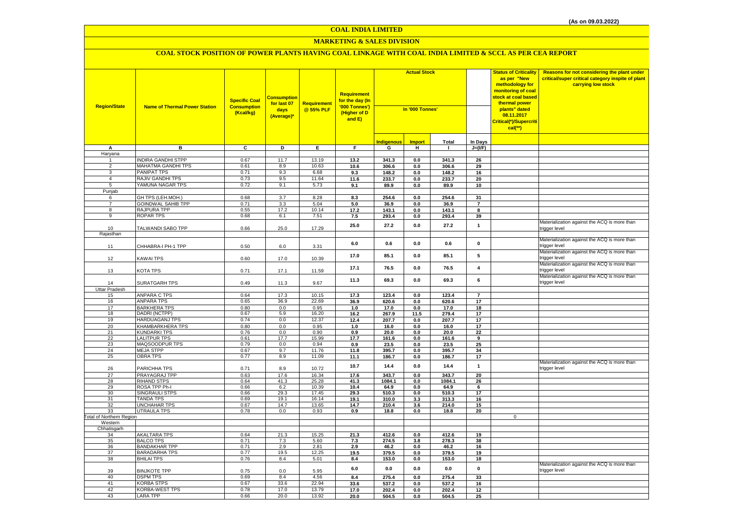(As on 09.03.2022)

# COAL INDIA LIMITED

## MARKETING & SALES DIVISION

### COAL STOCK POSITION OF POWER PLANTS HAVING COAL LINKAGE WITH COAL INDIA LIMITED & SCCL AS PER CEA REPORT

| Region/State | Name of Thermal Power Station | Specific Coal Consumption (Kcal/kg) | Consumption for last 07 days (Average)* | Requirement @ 55% PLF | Requirement for the day (In '000 Tonnes') (Higher of D and E) | Actual Stock In '000 Tonnes' | | | | Status of Criticality as per "New methodology for monitoring of coal stock at coal based thermal power plants" dated 08.11.2017 Critical(*)/Supercritical(**) | Reasons for not considering the plant under critical/super critical category inspite of plant carrying low stock |
|---|---|---|---|---|---|---|---|---|---|---|---|
| | | | | | | Indigenous | Import | Total | In Days | | |
| A | B | C | D | E | F | G | H | I | J=(I/F) | | |
| Haryana | | | | | | | | | | | |
| 1 | INDIRA GANDHI STPP | 0.67 | 11.7 | 13.19 | 13.2 | 341.3 | 0.0 | 341.3 | 26 | | |
| 2 | MAHATMA GANDHI TPS | 0.61 | 8.9 | 10.63 | 10.6 | 306.6 | 0.0 | 306.6 | 29 | | |
| 3 | PANIPAT TPS | 0.71 | 9.3 | 6.68 | 9.3 | 148.2 | 0.0 | 148.2 | 16 | | |
| 4 | RAJIV GANDHI TPS | 0.73 | 9.5 | 11.64 | 11.6 | 233.7 | 0.0 | 233.7 | 20 | | |
| 5 | YAMUNA NAGAR TPS | 0.72 | 9.1 | 5.73 | 9.1 | 89.9 | 0.0 | 89.9 | 10 | | |
| Punjab | | | | | | | | | | | |
| 6 | GH TPS (LEH.MOH.) | 0.68 | 3.7 | 8.28 | 8.3 | 254.6 | 0.0 | 254.6 | 31 | | |
| 7 | GOINDWAL SAHIB TPP | 0.71 | 3.3 | 5.04 | 5.0 | 36.9 | 0.0 | 36.9 | 7 | | |
| 8 | RAJPURA TPP | 0.55 | 17.2 | 10.14 | 17.2 | 143.1 | 0.0 | 143.1 | 8 | | |
| 9 | ROPAR TPS | 0.68 | 6.1 | 7.51 | 7.5 | 293.4 | 0.0 | 293.4 | 39 | | |
| 10 | TALWANDI SABO TPP | 0.66 | 25.0 | 17.29 | 25.0 | 27.2 | 0.0 | 27.2 | 1 | | Materialization against the ACQ is more than trigger level |
| Rajasthan | | | | | | | | | | | |
| 11 | CHHABRA-I PH-1 TPP | 0.50 | 6.0 | 3.31 | 6.0 | 0.6 | 0.0 | 0.6 | 0 | | Materialization against the ACQ is more than trigger level |
| 12 | KAWAI TPS | 0.60 | 17.0 | 10.39 | 17.0 | 85.1 | 0.0 | 85.1 | 5 | | Materialization against the ACQ is more than trigger level |
| 13 | KOTA TPS | 0.71 | 17.1 | 11.59 | 17.1 | 76.5 | 0.0 | 76.5 | 4 | | Materialization against the ACQ is more than trigger level |
| 14 | SURATGARH TPS | 0.49 | 11.3 | 9.67 | 11.3 | 69.3 | 0.0 | 69.3 | 6 | | Materialization against the ACQ is more than trigger level |
| Uttar Pradesh | | | | | | | | | | | |
| 15 | ANPARA C TPS | 0.64 | 17.3 | 10.15 | 17.3 | 123.4 | 0.0 | 123.4 | 7 | | |
| 16 | ANPARA TPS | 0.65 | 36.9 | 22.69 | 36.9 | 620.6 | 0.0 | 620.6 | 17 | | |
| 17 | BARKHERA TPS | 0.80 | 0.0 | 0.95 | 1.0 | 17.0 | 0.0 | 17.0 | 18 | | |
| 18 | DADRI (NCTPP) | 0.67 | 5.9 | 16.20 | 16.2 | 267.9 | 11.5 | 279.4 | 17 | | |
| 19 | HARDUAGANJ TPS | 0.74 | 0.0 | 12.37 | 12.4 | 207.7 | 0.0 | 207.7 | 17 | | |
| 20 | KHAMBARKHERA TPS | 0.80 | 0.0 | 0.95 | 1.0 | 16.0 | 0.0 | 16.0 | 17 | | |
| 21 | KUNDARKI TPS | 0.76 | 0.0 | 0.90 | 0.9 | 20.0 | 0.0 | 20.0 | 22 | | |
| 22 | LALITPUR TPS | 0.61 | 17.7 | 15.99 | 17.7 | 161.6 | 0.0 | 161.6 | 9 | | |
| 23 | MAQSOODPUR TPS | 0.79 | 0.0 | 0.94 | 0.9 | 23.5 | 0.0 | 23.5 | 25 | | |
| 24 | MEJA STPP | 0.67 | 9.7 | 11.76 | 11.8 | 395.7 | 0.0 | 395.7 | 34 | | |
| 25 | OBRA TPS | 0.77 | 8.9 | 11.09 | 11.1 | 186.7 | 0.0 | 186.7 | 17 | | |
| 26 | PARICHHA TPS | 0.71 | 8.9 | 10.72 | 10.7 | 14.4 | 0.0 | 14.4 | 1 | | Materialization against the ACQ is more than trigger level |
| 27 | PRAYAGRAJ TPP | 0.63 | 17.6 | 16.34 | 17.6 | 343.7 | 0.0 | 343.7 | 20 | | |
| 28 | RIHAND STPS | 0.64 | 41.3 | 25.28 | 41.3 | 1084.1 | 0.0 | 1084.1 | 26 | | |
| 29 | ROSA TPP Ph-I | 0.66 | 6.2 | 10.39 | 10.4 | 64.9 | 0.0 | 64.9 | 6 | | |
| 30 | SINGRAULI STPS | 0.66 | 29.3 | 17.45 | 29.3 | 510.3 | 0.0 | 510.3 | 17 | | |
| 31 | TANDA TPS | 0.69 | 19.1 | 16.14 | 19.1 | 310.0 | 3.3 | 313.3 | 16 | | |
| 32 | UNCHAHAR TPS | 0.67 | 14.7 | 13.65 | 14.7 | 210.4 | 3.6 | 214.0 | 15 | | |
| 33 | UTRAULA TPS | 0.78 | 0.0 | 0.93 | 0.9 | 18.8 | 0.0 | 18.8 | 20 | | |
| Total of Northern Region | | | | | | | | | | 0 | |
| Western | | | | | | | | | | | |
| Chhatisgarh | | | | | | | | | | | |
| 34 | AKALTARA TPS | 0.64 | 21.3 | 15.25 | 21.3 | 412.6 | 0.0 | 412.6 | 19 | | |
| 35 | BALCO TPS | 0.71 | 7.3 | 5.60 | 7.3 | 274.5 | 3.8 | 278.3 | 38 | | |
| 36 | BANDAKHAR TPP | 0.71 | 2.9 | 2.81 | 2.9 | 46.2 | 0.0 | 46.2 | 16 | | |
| 37 | BARADARHA TPS | 0.77 | 19.5 | 12.25 | 19.5 | 379.5 | 0.0 | 379.5 | 19 | | |
| 38 | BHILAI TPS | 0.76 | 8.4 | 5.01 | 8.4 | 153.0 | 0.0 | 153.0 | 18 | | |
| 39 | BINJKOTE TPP | 0.75 | 0.0 | 5.95 | 6.0 | 0.0 | 0.0 | 0.0 | 0 | | Materialization against the ACQ is more than trigger level |
| 40 | DSPM TPS | 0.69 | 8.4 | 4.56 | 8.4 | 275.4 | 0.0 | 275.4 | 33 | | |
| 41 | KORBA STPS | 0.67 | 33.6 | 22.94 | 33.6 | 537.2 | 0.0 | 537.2 | 16 | | |
| 42 | KORBA-WEST TPS | 0.78 | 17.0 | 13.79 | 17.0 | 202.4 | 0.0 | 202.4 | 12 | | |
| 43 | LARA TPP | 0.66 | 20.0 | 13.92 | 20.0 | 504.5 | 0.0 | 504.5 | 25 | | |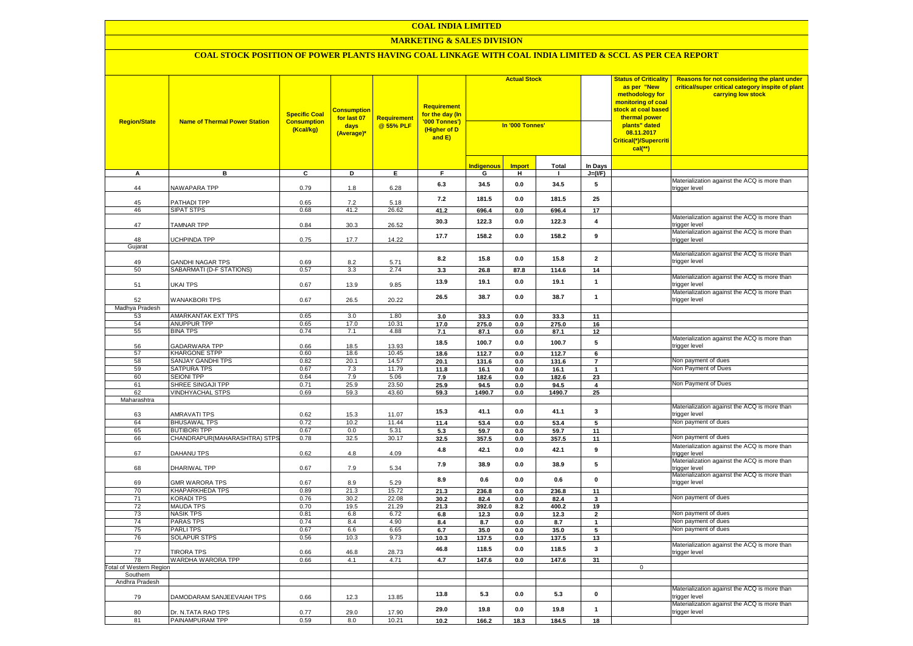# COAL INDIA LIMITED

## MARKETING & SALES DIVISION

### COAL STOCK POSITION OF POWER PLANTS HAVING COAL LINKAGE WITH COAL INDIA LIMITED & SCCL AS PER CEA REPORT

| Region/State | Name of Thermal Power Station | Specific Coal Consumption (Kcal/kg) | Consumption for last 07 days (Average)* | Requirement @ 55% PLF | Requirement for the day (In '000 Tonnes') (Higher of D and E) | Actual Stock In '000 Tonnes' | | | | Status of Criticality as per "New methodology for monitoring of coal stock at coal based thermal power plants" dated 08.11.2017 Critical(*)/Supercritical(**) | Reasons for not considering the plant under critical/super critical category inspite of plant carrying low stock |
|---|---|---|---|---|---|---|---|---|---|---|---|
| | | | | | | Indigenous | Import | Total | In Days | | |
| A | B | C | D | E | F | G | H | I | J=(I/F) | | |
| 44 | NAWAPARA TPP | 0.79 | 1.8 | 6.28 | 6.3 | 34.5 | 0.0 | 34.5 | 5 | | Materialization against the ACQ is more than trigger level |
| 45 | PATHADI TPP | 0.65 | 7.2 | 5.18 | 7.2 | 181.5 | 0.0 | 181.5 | 25 | | |
| 46 | SIPAT STPS | 0.68 | 41.2 | 26.62 | 41.2 | 696.4 | 0.0 | 696.4 | 17 | | |
| 47 | TAMNAR TPP | 0.84 | 30.3 | 26.52 | 30.3 | 122.3 | 0.0 | 122.3 | 4 | | Materialization against the ACQ is more than trigger level |
| 48 | UCHPINDA TPP | 0.75 | 17.7 | 14.22 | 17.7 | 158.2 | 0.0 | 158.2 | 9 | | Materialization against the ACQ is more than trigger level |
| Gujarat | | | | | | | | | | | |
| 49 | GANDHI NAGAR TPS | 0.69 | 8.2 | 5.71 | 8.2 | 15.8 | 0.0 | 15.8 | 2 | | Materialization against the ACQ is more than trigger level |
| 50 | SABARMATI (D-F STATIONS) | 0.57 | 3.3 | 2.74 | 3.3 | 26.8 | 87.8 | 114.6 | 14 | | |
| 51 | UKAI TPS | 0.67 | 13.9 | 9.85 | 13.9 | 19.1 | 0.0 | 19.1 | 1 | | Materialization against the ACQ is more than trigger level |
| 52 | WANAKBORI TPS | 0.67 | 26.5 | 20.22 | 26.5 | 38.7 | 0.0 | 38.7 | 1 | | Materialization against the ACQ is more than trigger level |
| Madhya Pradesh | | | | | | | | | | | |
| 53 | AMARKANTAK EXT TPS | 0.65 | 3.0 | 1.80 | 3.0 | 33.3 | 0.0 | 33.3 | 11 | | |
| 54 | ANUPPUR TPP | 0.65 | 17.0 | 10.31 | 17.0 | 275.0 | 0.0 | 275.0 | 16 | | |
| 55 | BINA TPS | 0.74 | 7.1 | 4.88 | 7.1 | 87.1 | 0.0 | 87.1 | 12 | | |
| 56 | GADARWARA TPP | 0.66 | 18.5 | 13.93 | 18.5 | 100.7 | 0.0 | 100.7 | 5 | | Materialization against the ACQ is more than trigger level |
| 57 | KHARGONE STPP | 0.60 | 18.6 | 10.45 | 18.6 | 112.7 | 0.0 | 112.7 | 6 | | |
| 58 | SANJAY GANDHI TPS | 0.82 | 20.1 | 14.57 | 20.1 | 131.6 | 0.0 | 131.6 | 7 | | Non payment of dues |
| 59 | SATPURA TPS | 0.67 | 7.3 | 11.79 | 11.8 | 16.1 | 0.0 | 16.1 | 1 | | Non Payment of Dues |
| 60 | SEIONI TPP | 0.64 | 7.9 | 5.06 | 7.9 | 182.6 | 0.0 | 182.6 | 23 | | |
| 61 | SHREE SINGAJI TPP | 0.71 | 25.9 | 23.50 | 25.9 | 94.5 | 0.0 | 94.5 | 4 | | Non Payment of Dues |
| 62 | VINDHYACHAL STPS | 0.69 | 59.3 | 43.60 | 59.3 | 1490.7 | 0.0 | 1490.7 | 25 | | |
| Maharashtra | | | | | | | | | | | |
| 63 | AMRAVATI TPS | 0.62 | 15.3 | 11.07 | 15.3 | 41.1 | 0.0 | 41.1 | 3 | | Materialization against the ACQ is more than trigger level |
| 64 | BHUSAWAL TPS | 0.72 | 10.2 | 11.44 | 11.4 | 53.4 | 0.0 | 53.4 | 5 | | Non payment of dues |
| 65 | BUTIBORI TPP | 0.67 | 0.0 | 5.31 | 5.3 | 59.7 | 0.0 | 59.7 | 11 | | |
| 66 | CHANDRAPUR(MAHARASHTRA) STPS | 0.78 | 32.5 | 30.17 | 32.5 | 357.5 | 0.0 | 357.5 | 11 | | Non payment of dues |
| 67 | DAHANU TPS | 0.62 | 4.8 | 4.09 | 4.8 | 42.1 | 0.0 | 42.1 | 9 | | Materialization against the ACQ is more than trigger level |
| 68 | DHARIWAL TPP | 0.67 | 7.9 | 5.34 | 7.9 | 38.9 | 0.0 | 38.9 | 5 | | Materialization against the ACQ is more than trigger level |
| 69 | GMR WARORA TPS | 0.67 | 8.9 | 5.29 | 8.9 | 0.6 | 0.0 | 0.6 | 0 | | Materialization against the ACQ is more than trigger level |
| 70 | KHAPARKHEDA TPS | 0.89 | 21.3 | 15.72 | 21.3 | 236.8 | 0.0 | 236.8 | 11 | | |
| 71 | KORADI TPS | 0.76 | 30.2 | 22.08 | 30.2 | 82.4 | 0.0 | 82.4 | 3 | | Non payment of dues |
| 72 | MAUDA TPS | 0.70 | 19.5 | 21.29 | 21.3 | 392.0 | 8.2 | 400.2 | 19 | | |
| 73 | NASIK TPS | 0.81 | 6.8 | 6.72 | 6.8 | 12.3 | 0.0 | 12.3 | 2 | | Non payment of dues |
| 74 | PARAS TPS | 0.74 | 8.4 | 4.90 | 8.4 | 8.7 | 0.0 | 8.7 | 1 | | Non payment of dues |
| 75 | PARLI TPS | 0.67 | 6.6 | 6.65 | 6.7 | 35.0 | 0.0 | 35.0 | 5 | | Non payment of dues |
| 76 | SOLAPUR STPS | 0.56 | 10.3 | 9.73 | 10.3 | 137.5 | 0.0 | 137.5 | 13 | | |
| 77 | TIRORA TPS | 0.66 | 46.8 | 28.73 | 46.8 | 118.5 | 0.0 | 118.5 | 3 | | Materialization against the ACQ is more than trigger level |
| 78 | WARDHA WARORA TPP | 0.66 | 4.1 | 4.71 | 4.7 | 147.6 | 0.0 | 147.6 | 31 | | |
| Total of Western Region | | | | | | | | | | 0 | |
| Southern | | | | | | | | | | | |
| Andhra Pradesh | | | | | | | | | | | |
| 79 | DAMODARAM SANJEEVAIAH TPS | 0.66 | 12.3 | 13.85 | 13.8 | 5.3 | 0.0 | 5.3 | 0 | | Materialization against the ACQ is more than trigger level |
| 80 | Dr. N.TATA RAO TPS | 0.77 | 29.0 | 17.90 | 29.0 | 19.8 | 0.0 | 19.8 | 1 | | Materialization against the ACQ is more than trigger level |
| 81 | PAINAMPURAM TPP | 0.59 | 8.0 | 10.21 | 10.2 | 166.2 | 18.3 | 184.5 | 18 | | |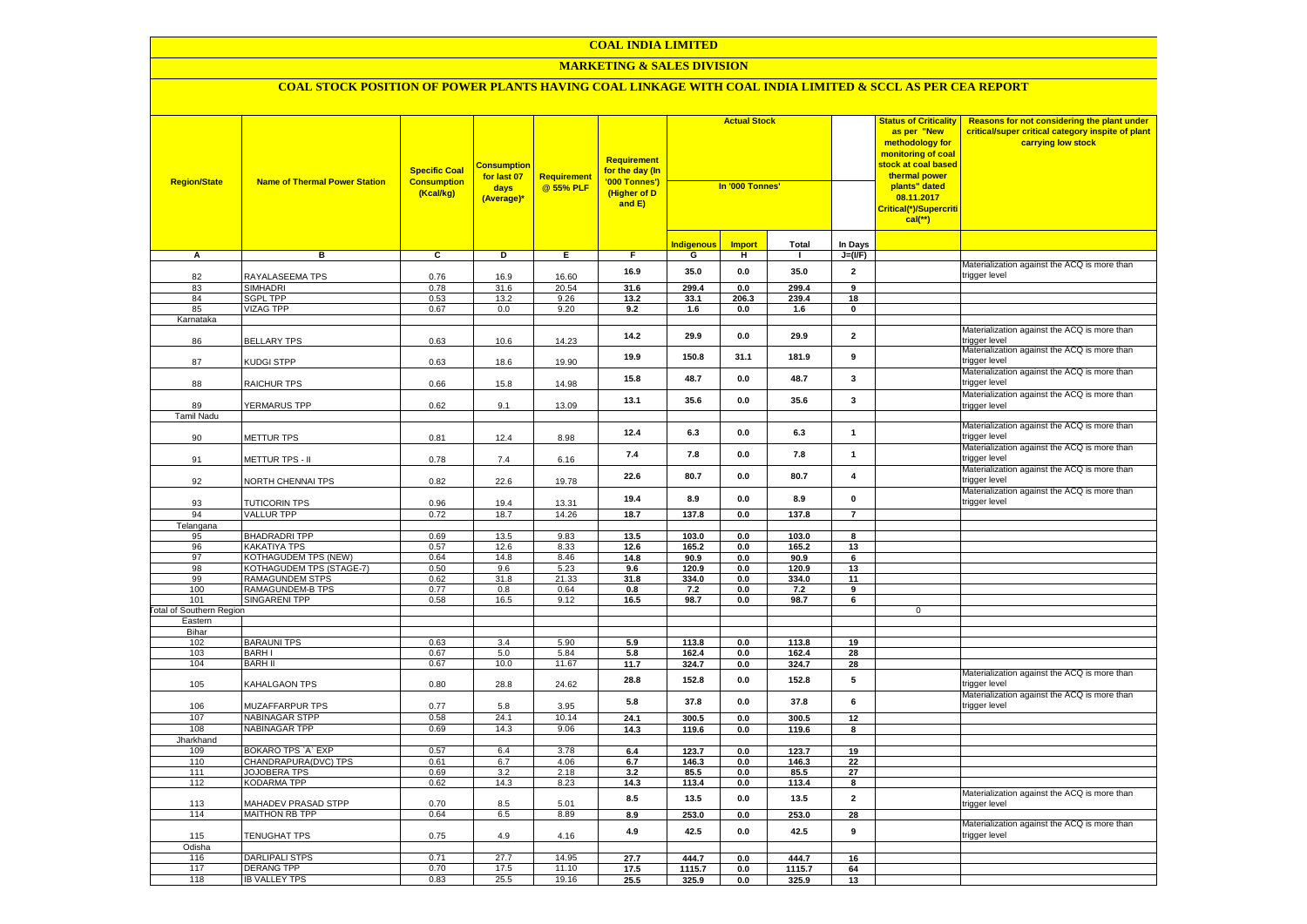# COAL INDIA LIMITED

## MARKETING & SALES DIVISION

### COAL STOCK POSITION OF POWER PLANTS HAVING COAL LINKAGE WITH COAL INDIA LIMITED & SCCL AS PER CEA REPORT

| Region/State | Name of Thermal Power Station | Specific Coal Consumption (Kcal/kg) | Consumption for last 07 days (Average)* | Requirement @ 55% PLF | Requirement for the day (In '000 Tonnes') (Higher of D and E) | Actual Stock In '000 Tonnes' | | | | Status of Criticality as per "New methodology for monitoring of coal stock at coal based thermal power plants" dated 08.11.2017 Critical(*)/Supercritical(**) | Reasons for not considering the plant under critical/super critical category inspite of plant carrying low stock |
|---|---|---|---|---|---|---|---|---|---|---|---|
| | | | | | | Indigenous | Import | Total | In Days | | |
| A | B | C | D | E | F | G | H | I | J=(I/F) | | |
| 82 | RAYALASEEMA TPS | 0.76 | 16.9 | 16.60 | 16.9 | 35.0 | 0.0 | 35.0 | 2 | | Materialization against the ACQ is more than trigger level |
| 83 | SIMHADRI | 0.78 | 31.6 | 20.54 | 31.6 | 299.4 | 0.0 | 299.4 | 9 | | |
| 84 | SGPL TPP | 0.53 | 13.2 | 9.26 | 13.2 | 33.1 | 206.3 | 239.4 | 18 | | |
| 85 | VIZAG TPP | 0.67 | 0.0 | 9.20 | 9.2 | 1.6 | 0.0 | 1.6 | 0 | | |
| Karnataka | | | | | | | | | | | |
| 86 | BELLARY TPS | 0.63 | 10.6 | 14.23 | 14.2 | 29.9 | 0.0 | 29.9 | 2 | | Materialization against the ACQ is more than trigger level |
| 87 | KUDGI STPP | 0.63 | 18.6 | 19.90 | 19.9 | 150.8 | 31.1 | 181.9 | 9 | | Materialization against the ACQ is more than trigger level |
| 88 | RAICHUR TPS | 0.66 | 15.8 | 14.98 | 15.8 | 48.7 | 0.0 | 48.7 | 3 | | Materialization against the ACQ is more than trigger level |
| 89 | YERMARUS TPP | 0.62 | 9.1 | 13.09 | 13.1 | 35.6 | 0.0 | 35.6 | 3 | | Materialization against the ACQ is more than trigger level |
| Tamil Nadu | | | | | | | | | | | |
| 90 | METTUR TPS | 0.81 | 12.4 | 8.98 | 12.4 | 6.3 | 0.0 | 6.3 | 1 | | Materialization against the ACQ is more than trigger level |
| 91 | METTUR TPS - II | 0.78 | 7.4 | 6.16 | 7.4 | 7.8 | 0.0 | 7.8 | 1 | | Materialization against the ACQ is more than trigger level |
| 92 | NORTH CHENNAI TPS | 0.82 | 22.6 | 19.78 | 22.6 | 80.7 | 0.0 | 80.7 | 4 | | Materialization against the ACQ is more than trigger level |
| 93 | TUTICORIN TPS | 0.96 | 19.4 | 13.31 | 19.4 | 8.9 | 0.0 | 8.9 | 0 | | Materialization against the ACQ is more than trigger level |
| 94 | VALLUR TPP | 0.72 | 18.7 | 14.26 | 18.7 | 137.8 | 0.0 | 137.8 | 7 | | |
| Telangana | | | | | | | | | | | |
| 95 | BHADRADRI TPP | 0.69 | 13.5 | 9.83 | 13.5 | 103.0 | 0.0 | 103.0 | 8 | | |
| 96 | KAKATIYA TPS | 0.57 | 12.6 | 8.33 | 12.6 | 165.2 | 0.0 | 165.2 | 13 | | |
| 97 | KOTHAGUDEM TPS (NEW) | 0.64 | 14.8 | 8.46 | 14.8 | 90.9 | 0.0 | 90.9 | 6 | | |
| 98 | KOTHAGUDEM TPS (STAGE-7) | 0.50 | 9.6 | 5.23 | 9.6 | 120.9 | 0.0 | 120.9 | 13 | | |
| 99 | RAMAGUNDEM STPS | 0.62 | 31.8 | 21.33 | 31.8 | 334.0 | 0.0 | 334.0 | 11 | | |
| 100 | RAMAGUNDEM-B TPS | 0.77 | 0.8 | 0.64 | 0.8 | 7.2 | 0.0 | 7.2 | 9 | | |
| 101 | SINGARENI TPP | 0.58 | 16.5 | 9.12 | 16.5 | 98.7 | 0.0 | 98.7 | 6 | | |
| Total of Southern Region | | | | | | | | | | 0 | |
| Eastern | | | | | | | | | | | |
| Bihar | | | | | | | | | | | |
| 102 | BARAUNI TPS | 0.63 | 3.4 | 5.90 | 5.9 | 113.8 | 0.0 | 113.8 | 19 | | |
| 103 | BARH I | 0.67 | 5.0 | 5.84 | 5.8 | 162.4 | 0.0 | 162.4 | 28 | | |
| 104 | BARH II | 0.67 | 10.0 | 11.67 | 11.7 | 324.7 | 0.0 | 324.7 | 28 | | |
| 105 | KAHALGAON TPS | 0.80 | 28.8 | 24.62 | 28.8 | 152.8 | 0.0 | 152.8 | 5 | | Materialization against the ACQ is more than trigger level |
| 106 | MUZAFFARPUR TPS | 0.77 | 5.8 | 3.95 | 5.8 | 37.8 | 0.0 | 37.8 | 6 | | Materialization against the ACQ is more than trigger level |
| 107 | NABINAGAR STPP | 0.58 | 24.1 | 10.14 | 24.1 | 300.5 | 0.0 | 300.5 | 12 | | |
| 108 | NABINAGAR TPP | 0.69 | 14.3 | 9.06 | 14.3 | 119.6 | 0.0 | 119.6 | 8 | | |
| Jharkhand | | | | | | | | | | | |
| 109 | BOKARO TPS `A` EXP | 0.57 | 6.4 | 3.78 | 6.4 | 123.7 | 0.0 | 123.7 | 19 | | |
| 110 | CHANDRAPURA(DVC) TPS | 0.61 | 6.7 | 4.06 | 6.7 | 146.3 | 0.0 | 146.3 | 22 | | |
| 111 | JOJOBERA TPS | 0.69 | 3.2 | 2.18 | 3.2 | 85.5 | 0.0 | 85.5 | 27 | | |
| 112 | KODARMA TPP | 0.62 | 14.3 | 8.23 | 14.3 | 113.4 | 0.0 | 113.4 | 8 | | |
| 113 | MAHADEV PRASAD STPP | 0.70 | 8.5 | 5.01 | 8.5 | 13.5 | 0.0 | 13.5 | 2 | | Materialization against the ACQ is more than trigger level |
| 114 | MAITHON RB TPP | 0.64 | 6.5 | 8.89 | 8.9 | 253.0 | 0.0 | 253.0 | 28 | | |
| 115 | TENUGHAT TPS | 0.75 | 4.9 | 4.16 | 4.9 | 42.5 | 0.0 | 42.5 | 9 | | Materialization against the ACQ is more than trigger level |
| Odisha | | | | | | | | | | | |
| 116 | DARLIPALI STPS | 0.71 | 27.7 | 14.95 | 27.7 | 444.7 | 0.0 | 444.7 | 16 | | |
| 117 | DERANG TPP | 0.70 | 17.5 | 11.10 | 17.5 | 1115.7 | 0.0 | 1115.7 | 64 | | |
| 118 | IB VALLEY TPS | 0.83 | 25.5 | 19.16 | 25.5 | 325.9 | 0.0 | 325.9 | 13 | | |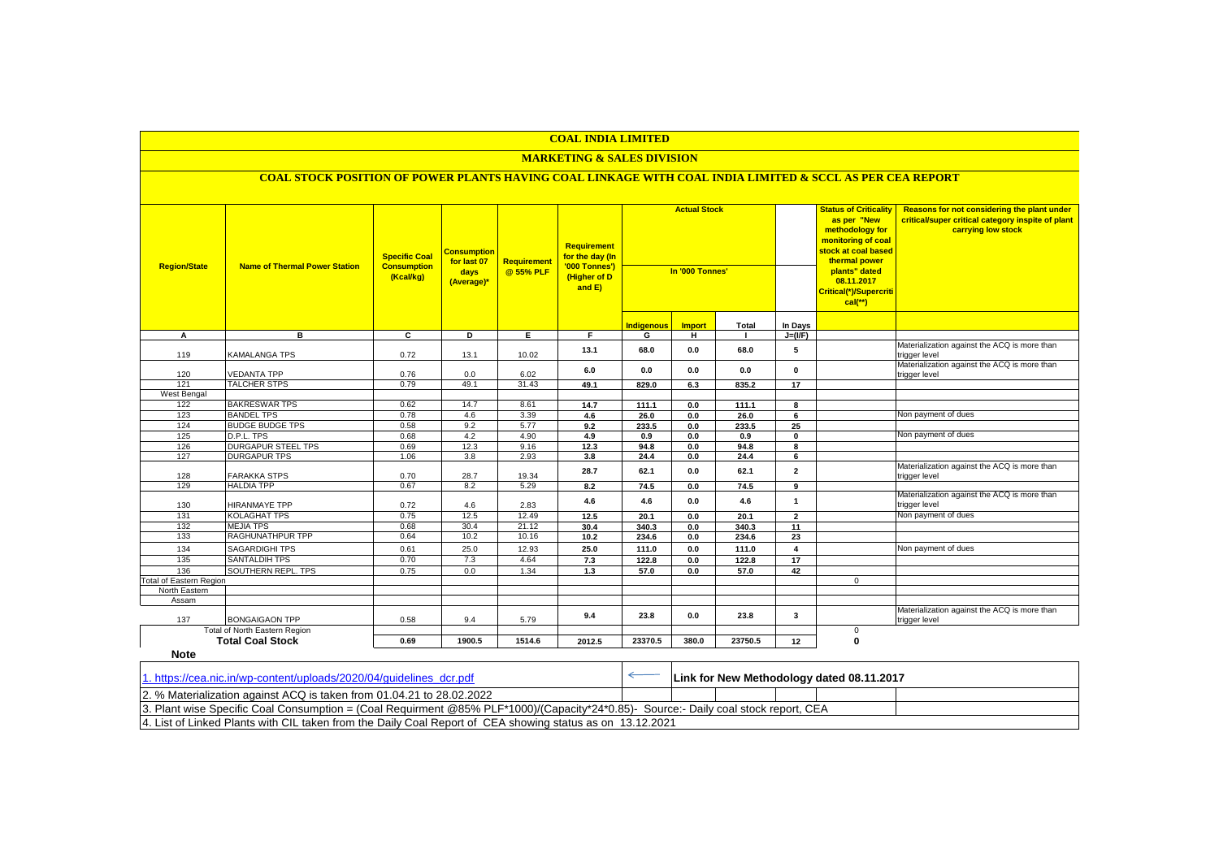# COAL INDIA LIMITED

## MARKETING & SALES DIVISION

### COAL STOCK POSITION OF POWER PLANTS HAVING COAL LINKAGE WITH COAL INDIA LIMITED & SCCL AS PER CEA REPORT

| Region/State | Name of Thermal Power Station | Specific Coal Consumption (Kcal/kg) | Consumption for last 07 days (Average)* | Requirement @ 55% PLF | Requirement for the day (In '000 Tonnes') (Higher of D and E) | Actual Stock In '000 Tonnes' | | | | Status of Criticality as per "New methodology for monitoring of coal stock at coal based thermal power plants" dated 08.11.2017 Critical(*)/Supercritical(**) | Reasons for not considering the plant under critical/super critical category inspite of plant carrying low stock |
|---|---|---|---|---|---|---|---|---|---|---|---|
| | | | | | | Indigenous | Import | Total | In Days | | |
| A | B | C | D | E | F | G | H | I | J=(I/F) | | |
| 119 | KAMALANGA TPS | 0.72 | 13.1 | 10.02 | 13.1 | 68.0 | 0.0 | 68.0 | 5 | | Materialization against the ACQ is more than trigger level |
| 120 | VEDANTA TPP | 0.76 | 0.0 | 6.02 | 6.0 | 0.0 | 0.0 | 0.0 | 0 | | Materialization against the ACQ is more than trigger level |
| 121 | TALCHER STPS | 0.79 | 49.1 | 31.43 | 49.1 | 829.0 | 6.3 | 835.2 | 17 | | |
| West Bengal | | | | | | | | | | | |
| 122 | BAKRESWAR TPS | 0.62 | 14.7 | 8.61 | 14.7 | 111.1 | 0.0 | 111.1 | 8 | | |
| 123 | BANDEL TPS | 0.78 | 4.6 | 3.39 | 4.6 | 26.0 | 0.0 | 26.0 | 6 | | Non payment of dues |
| 124 | BUDGE BUDGE TPS | 0.58 | 9.2 | 5.77 | 9.2 | 233.5 | 0.0 | 233.5 | 25 | | |
| 125 | D.P.L. TPS | 0.68 | 4.2 | 4.90 | 4.9 | 0.9 | 0.0 | 0.9 | 0 | | Non payment of dues |
| 126 | DURGAPUR STEEL TPS | 0.69 | 12.3 | 9.16 | 12.3 | 94.8 | 0.0 | 94.8 | 8 | | |
| 127 | DURGAPUR TPS | 1.06 | 3.8 | 2.93 | 3.8 | 24.4 | 0.0 | 24.4 | 6 | | |
| 128 | FARAKKA STPS | 0.70 | 28.7 | 19.34 | 28.7 | 62.1 | 0.0 | 62.1 | 2 | | Materialization against the ACQ is more than trigger level |
| 129 | HALDIA TPP | 0.67 | 8.2 | 5.29 | 8.2 | 74.5 | 0.0 | 74.5 | 9 | | |
| 130 | HIRANMAYE TPP | 0.72 | 4.6 | 2.83 | 4.6 | 4.6 | 0.0 | 4.6 | 1 | | Materialization against the ACQ is more than trigger level |
| 131 | KOLAGHAT TPS | 0.75 | 12.5 | 12.49 | 12.5 | 20.1 | 0.0 | 20.1 | 2 | | Non payment of dues |
| 132 | MEJIA TPS | 0.68 | 30.4 | 21.12 | 30.4 | 340.3 | 0.0 | 340.3 | 11 | | |
| 133 | RAGHUNATHPUR TPP | 0.64 | 10.2 | 10.16 | 10.2 | 234.6 | 0.0 | 234.6 | 23 | | |
| 134 | SAGARDIGHI TPS | 0.61 | 25.0 | 12.93 | 25.0 | 111.0 | 0.0 | 111.0 | 4 | | Non payment of dues |
| 135 | SANTALDIH TPS | 0.70 | 7.3 | 4.64 | 7.3 | 122.8 | 0.0 | 122.8 | 17 | | |
| 136 | SOUTHERN REPL. TPS | 0.75 | 0.0 | 1.34 | 1.3 | 57.0 | 0.0 | 57.0 | 42 | | |
| Total of Eastern Region | | | | | | | | | | 0 | |
| North Eastern | | | | | | | | | | | |
| Assam | | | | | | | | | | | |
| 137 | BONGAIGAON TPP | 0.58 | 9.4 | 5.79 | 9.4 | 23.8 | 0.0 | 23.8 | 3 | | Materialization against the ACQ is more than trigger level |
| Total of North Eastern Region | | | | | | | | | | 0 | |
| Total Coal Stock | | 0.69 | 1900.5 | 1514.6 | 2012.5 | 23370.5 | 380.0 | 23750.5 | 12 | 0 | |

**Note**

1. https://cea.nic.in/wp-content/uploads/2020/04/guidelines_dcr.pdf ⟵ Link for New Methodology dated 08.11.2017
2. % Materialization against ACQ is taken from 01.04.21 to 28.02.2022
3. Plant wise Specific Coal Consumption = (Coal Requirment @85% PLF*1000)/(Capacity*24*0.85)- Source:- Daily coal stock report, CEA
4. List of Linked Plants with CIL taken from the Daily Coal Report of CEA showing status as on 13.12.2021